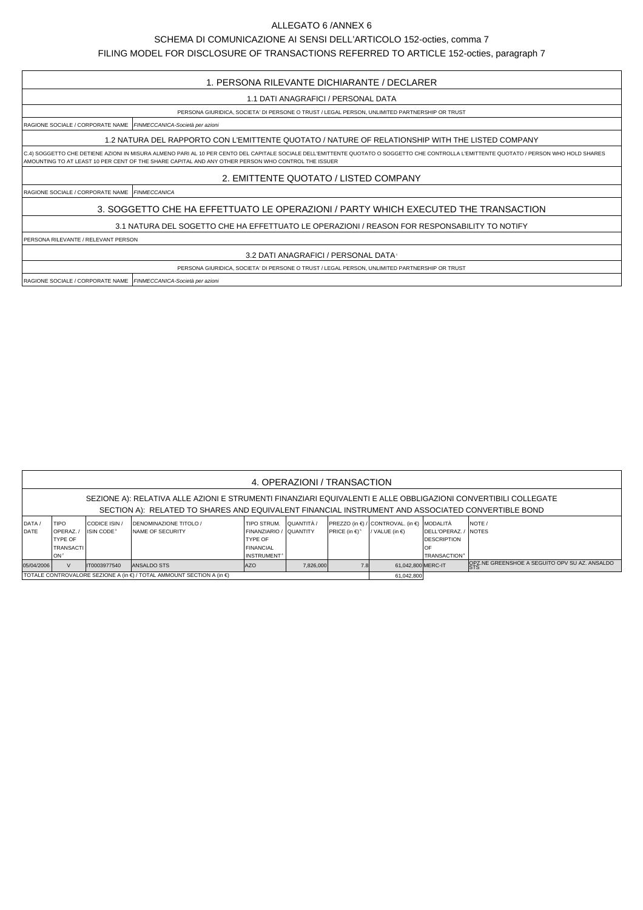ALLEGATO 6 /ANNEX 6

SCHEMA DI COMUNICAZIONE AI SENSI DELL'ARTICOLO 152-octies, comma 7

FILING MODEL FOR DISCLOSURE OF TRANSACTIONS REFERRED TO ARTICLE 152-octies, paragraph 7

## 1. PERSONA RILEVANTE DICHIARANTE / DECLARER

### 1.1 DATI ANAGRAFICI / PERSONAL DATA

PERSONA GIURIDICA, SOCIETA' DI PERSONE O TRUST / LEGAL PERSON, UNLIMITED PARTNERSHIP OR TRUST

RAGIONE SOCIALE / CORPORATE NAME *FINMECCANICA-Società per azioni*

### 1.2 NATURA DEL RAPPORTO CON L'EMITTENTE QUOTATO / NATURE OF RELATIONSHIP WITH THE LISTED COMPANY

C.4) SOGGETTO CHE DETIENE AZIONI IN MISURA ALMENO PARI AL 10 PER CENTO DEL CAPITALE SOCIALE DELL'EMITTENTE QUOTATO O SOGGETTO CHE CONTROLLA L'EMITTENTE QUOTATO / PERSON WHO HOLD SHARES AMOUNTING TO AT LEAST 10 PER CENT OF THE SHARE CAPITAL AND ANY OTHER PERSON WHO CONTROL THE ISSUER

## 2. EMITTENTE QUOTATO / LISTED COMPANY

RAGIONE SOCIALE / CORPORATE NAME *FINMECCANICA*

## 3. SOGGETTO CHE HA EFFETTUATO LE OPERAZIONI / PARTY WHICH EXECUTED THE TRANSACTION

### 3.1 NATURA DEL SOGETTO CHE HA EFFETTUATO LE OPERAZIONI / REASON FOR RESPONSABILITY TO NOTIFY

PERSONA RILEVANTE / RELEVANT PERSON

### 3.2 DATI ANAGRAFICI / PERSONAL DATA[1]

PERSONA GIURIDICA, SOCIETA' DI PERSONE O TRUST / LEGAL PERSON, UNLIMITED PARTNERSHIP OR TRUST

RAGIONE SOCIALE / CORPORATE NAME *FINMECCANICA-Società per azioni*

## 4. OPERAZIONI / TRANSACTION

SEZIONE A): RELATIVA ALLE AZIONI E STRUMENTI FINANZIARI EQUIVALENTI E ALLE OBBLIGAZIONI CONVERTIBILI COLLEGATE

SECTION A): RELATED TO SHARES AND EQUIVALENT FINANCIAL INSTRUMENT AND ASSOCIATED CONVERTIBLE BOND

| DATA / DATE | TIPO OPERAZ. / TYPE OF TRANSACTION[2] | CODICE ISIN / ISIN CODE[3] | DENOMINAZIONE TITOLO / NAME OF SECURITY | TIPO STRUM. FINANZIARIO / TYPE OF FINANCIAL INSTRUMENT[4] | QUANTITÀ / QUANTITY | PREZZO (in €) / PRICE (in €)[5] | CONTROVAL. (in €) / VALUE (in €) | MODALITÀ DELL'OPERAZ. / DESCRIPTION OF TRANSACTION[6] | NOTE / NOTES |
|---|---|---|---|---|---|---|---|---|---|
| 05/04/2006 | V | IT0003977540 | ANSALDO STS | AZO | 7,826,000 | 7.8 | 61,042,800 | MERC-IT | OPZ.NE GREENSHOE A SEGUITO OPV SU AZ. ANSALDO STS |
| TOTALE CONTROVALORE SEZIONE A (in €) / TOTAL AMMOUNT SECTION A (in €) | | | | | | | 61,042,800 | | |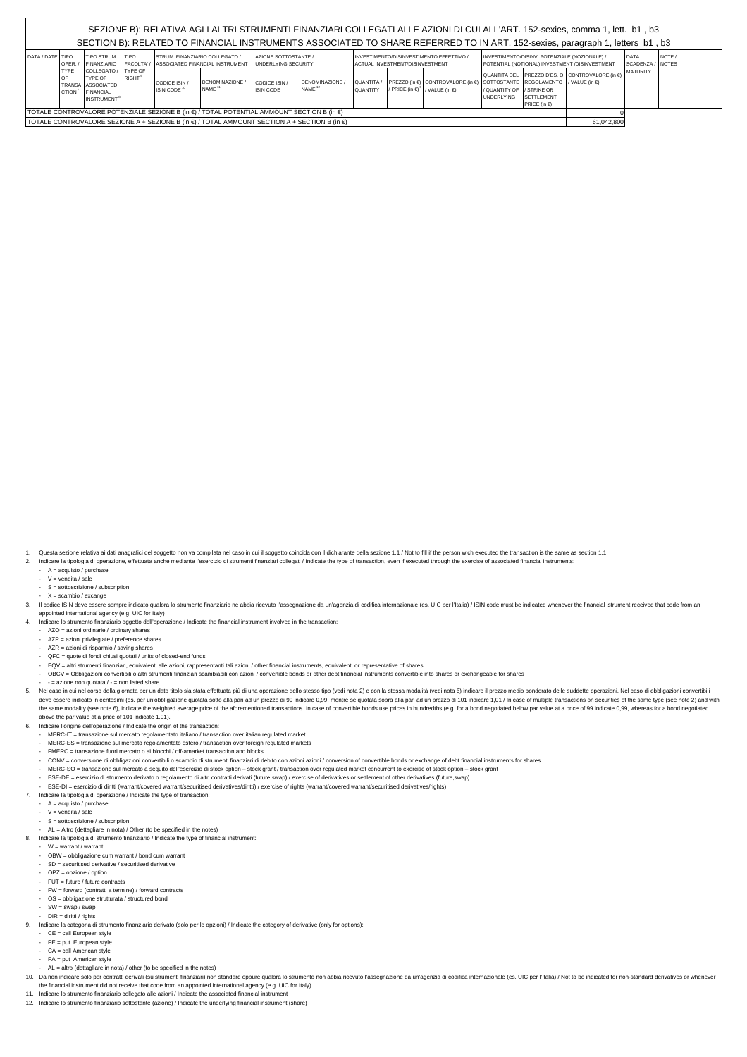# SEZIONE B): RELATIVA AGLI ALTRI STRUMENTI FINANZIARI COLLEGATI ALLE AZIONI DI CUI ALL'ART. 152-sexies, comma 1, lett. b1 , b3

## SECTION B): RELATED TO FINANCIAL INSTRUMENTS ASSOCIATED TO SHARE REFERRED TO IN ART. 152-sexies, paragraph 1, letters b1 , b3

| DATA / DATE | TIPO OPER. / TYPE OF TRANSACTION [7] | TIPO STRUM. FINANZIARIO COLLEGATO / TYPE OF ASSOCIATED FINANCIAL INSTRUMENT [8] | TIPO FACOLTA' / TYPE OF RIGHT [9] | STRUM. FINANZIARIO COLLEGATO / ASSOCIATED FINANCIAL INSTRUMENT | | AZIONE SOTTOSTANTE / UNDERLYING SECURITY | | INVESTIMENTO/DISINVESTIMENTO EFFETTIVO / ACTUAL INVESTMENT/DISINVESTMENT | | | INVESTIMENTO/DISINV. POTENZIALE (NOZIONALE) / POTENTIAL (NOTIONAL) INVESTMENT /DISINVESTMENT | | | DATA SCADENZA / MATURITY | NOTE / NOTES |
|---|---|---|---|---|---|---|---|---|---|---|---|---|---|---|---|
| | | | | CODICE ISIN / ISIN CODE [10] | DENOMINAZIONE / NAME [11] | CODICE ISIN / ISIN CODE | DENOMINAZIONE / NAME [12] | QUANTITÀ / QUANTITY | PREZZO (in €) / PRICE (in €) [5] | CONTROVALORE (in €) / VALUE (in €) | QUANTITÀ DEL SOTTOSTANTE / QUANTITY OF UNDERLYING | PREZZO D'ES. O REGOLAMENTO / STRIKE OR SETTLEMENT PRICE (in €) | CONTROVALORE (in €) / VALUE (in €) | | |
| TOTALE CONTROVALORE POTENZIALE SEZIONE B (in €) / TOTAL POTENTIAL AMMOUNT SECTION B (in €) | | | | | | | | | | | | | 0 | | |
| TOTALE CONTROVALORE SEZIONE A + SEZIONE B (in €) / TOTAL AMMOUNT SECTION A + SECTION B (in €) | | | | | | | | | | | | | 61,042,800 | | |

1. Questa sezione relativa ai dati anagrafici del soggetto non va compilata nel caso in cui il soggetto coincida con il dichiarante della sezione 1.1 / Not to fill if the person wich executed the transaction is the same as section 1.1
2. Indicare la tipologia di operazione, effettuata anche mediante l'esercizio di strumenti finanziari collegati / Indicate the type of transaction, even if executed through the exercise of associated financial instruments:
   - A = acquisto / purchase
   - V = vendita / sale
   - S = sottoscrizione / subscription
   - X = scambio / excange
3. Il codice ISIN deve essere sempre indicato qualora lo strumento finanziario ne abbia ricevuto l'assegnazione da un'agenzia di codifica internazionale (es. UIC per l'Italia) / ISIN code must be indicated whenever the financial istrument received that code from an appointed international agency (e.g. UIC for Italy)
4. Indicare lo strumento finanziario oggetto dell'operazione / Indicate the financial instrument involved in the transaction:
   - AZO = azioni ordinarie / ordinary shares
   - AZP = azioni privilegiate / preference shares
   - AZR = azioni di risparmio / saving shares
   - QFC = quote di fondi chiusi quotati / units of closed-end funds
   - EQV = altri strumenti finanziari, equivalenti alle azioni, rappresentanti tali azioni / other financial instruments, equivalent, or representative of shares
   - OBCV = Obbligazioni convertibili o altri strumenti finanziari scambiabili con azioni / convertible bonds or other debt financial instruments convertible into shares or exchangeable for shares
   - - = azione non quotata / - = non listed share
5. Nel caso in cui nel corso della giornata per un dato titolo sia stata effettuata più di una operazione dello stesso tipo (vedi nota 2) e con la stessa modalità (vedi nota 6) indicare il prezzo medio ponderato delle suddette operazioni. Nel caso di obbligazioni convertibili deve essere indicato in centesimi (es. per un'obbligazione quotata sotto alla pari ad un prezzo di 99 indicare 0,99, mentre se quotata sopra alla pari ad un prezzo di 101 indicare 1,01 / In case of multiple transactions on securities of the same type (see note 2) and with the same modality (see note 6), indicate the weighted average price of the aforementioned transactions. In case of convertible bonds use prices in hundredths (e.g. for a bond negotiated below par value at a price of 99 indicate 0,99, whereas for a bond negotiated above the par value at a price of 101 indicate 1,01).
6. Indicare l'origine dell'operazione / Indicate the origin of the transaction:
   - MERC-IT = transazione sul mercato regolamentato italiano / transaction over italian regulated market
   - MERC-ES = transazione sul mercato regolamentato estero / transaction over foreign regulated markets
   - FMERC = transazione fuori mercato o ai blocchi / off-amarket transaction and blocks
   - CONV = conversione di obbligazioni convertibili o scambio di strumenti finanziari di debito con azioni azioni / conversion of convertible bonds or exchange of debt financial instruments for shares
   - MERC-SO = transazione sul mercato a seguito dell'esercizio di stock option – stock grant / transaction over regulated market concurrent to exercise of stock option – stock grant
   - ESE-DE = esercizio di strumento derivato o regolamento di altri contratti derivati (future,swap) / exercise of derivatives or settlement of other derivatives (future,swap)
   - ESE-DI = esercizio di diritti (warrant/covered warrant/securitised derivatives/diritti) / exercise of rights (warrant/covered warrant/securitised derivatives/rights)
7. Indicare la tipologia di operazione / Indicate the type of transaction:
   - A = acquisto / purchase
   - V = vendita / sale
   - S = sottoscrizione / subscription
   - AL = Altro (dettagliare in nota) / Other (to be specified in the notes)
8. Indicare la tipologia di strumento finanziario / Indicate the type of financial instrument:
   - W = warrant / warrant
   - OBW = obbligazione cum warrant / bond cum warrant
   - SD = securitised derivative / securitised derivative
   - OPZ = opzione / option
   - FUT = future / future contracts
   - FW = forward (contratti a termine) / forward contracts
   - OS = obbligazione strutturata / structured bond
   - SW = swap / swap
   - DIR = diritti / rights
9. Indicare la categoria di strumento finanziario derivato (solo per le opzioni) / Indicate the category of derivative (only for options):
   - CE = call European style
   - PE = put European style
   - CA = call American style
   - PA = put American style
   - AL = altro (dettagliare in nota) / other (to be specified in the notes)
10. Da non indicare solo per contratti derivati (su strumenti finanziari) non standard oppure qualora lo strumento non abbia ricevuto l'assegnazione da un'agenzia di codifica internazionale (es. UIC per l'Italia) / Not to be indicated for non-standard derivatives or whenever the financial instrument did not receive that code from an appointed international agency (e.g. UIC for Italy).
11. Indicare lo strumento finanziario collegato alle azioni / Indicate the associated financial instrument
12. Indicare lo strumento finanziario sottostante (azione) / Indicate the underlying financial instrument (share)